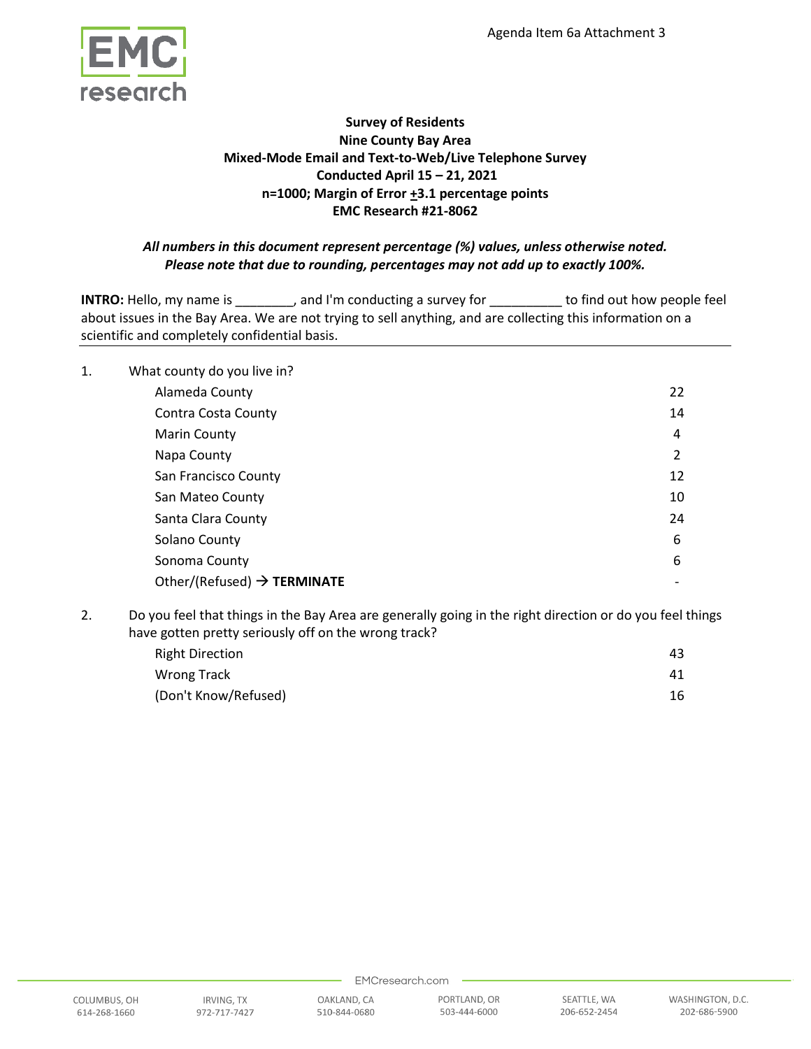Agenda Item 6a Attachment 3

**Survey of Residents**
**Nine County Bay Area**
**Mixed-Mode Email and Text-to-Web/Live Telephone Survey**
**Conducted April 15 – 21, 2021**
**n=1000; Margin of Error ±3.1 percentage points**
**EMC Research #21-8062**

***All numbers in this document represent percentage (%) values, unless otherwise noted.***
***Please note that due to rounding, percentages may not add up to exactly 100%.***

**INTRO:** Hello, my name is ________, and I'm conducting a survey for __________ to find out how people feel about issues in the Bay Area. We are not trying to sell anything, and are collecting this information on a scientific and completely confidential basis.

---

1. What county do you live in?

| | |
|---|---|
| Alameda County | 22 |
| Contra Costa County | 14 |
| Marin County | 4 |
| Napa County | 2 |
| San Francisco County | 12 |
| San Mateo County | 10 |
| Santa Clara County | 24 |
| Solano County | 6 |
| Sonoma County | 6 |
| Other/(Refused) → **TERMINATE** | - |

2. Do you feel that things in the Bay Area are generally going in the right direction or do you feel things have gotten pretty seriously off on the wrong track?

| | |
|---|---|
| Right Direction | 43 |
| Wrong Track | 41 |
| (Don't Know/Refused) | 16 |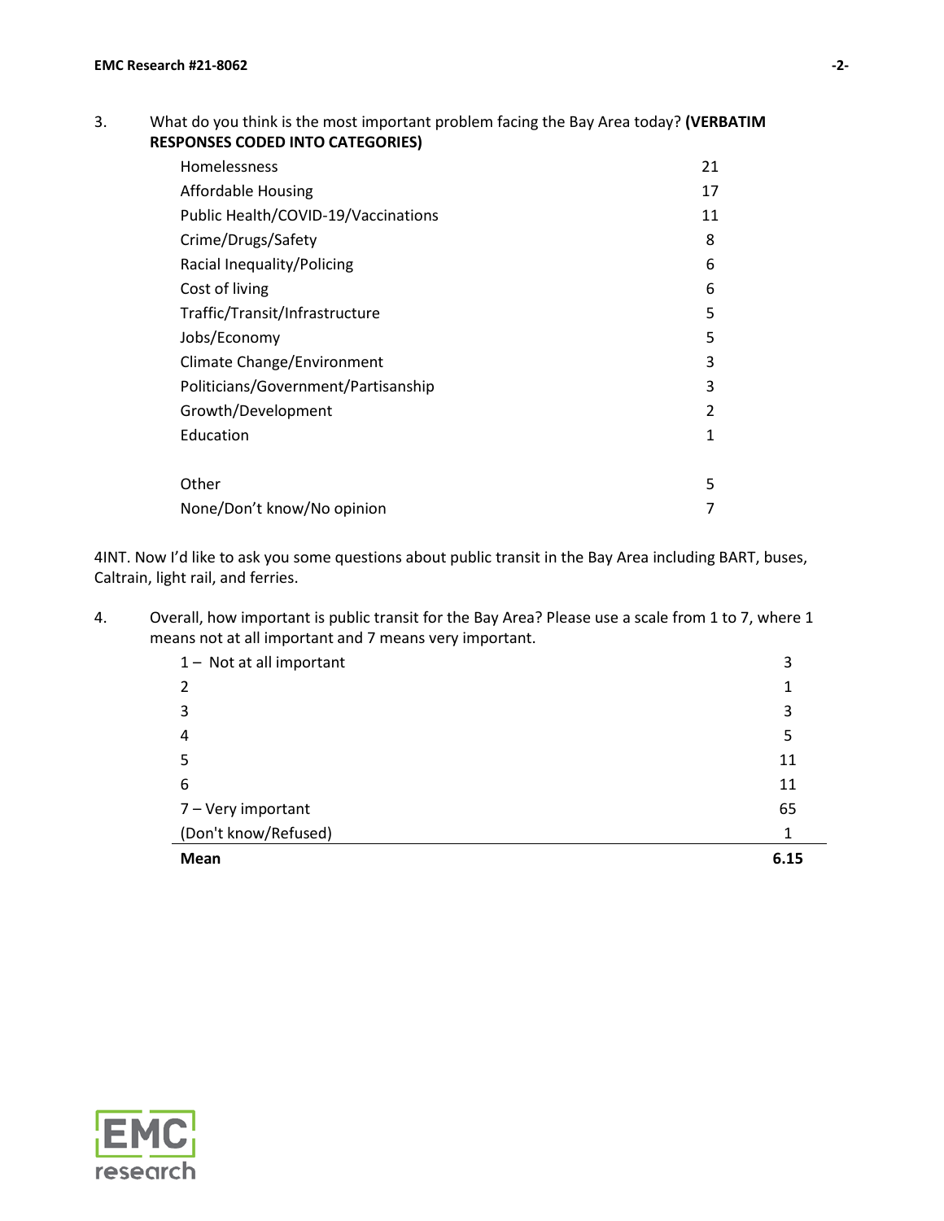3. What do you think is the most important problem facing the Bay Area today? **(VERBATIM RESPONSES CODED INTO CATEGORIES)**

| | |
|---|---|
| Homelessness | 21 |
| Affordable Housing | 17 |
| Public Health/COVID-19/Vaccinations | 11 |
| Crime/Drugs/Safety | 8 |
| Racial Inequality/Policing | 6 |
| Cost of living | 6 |
| Traffic/Transit/Infrastructure | 5 |
| Jobs/Economy | 5 |
| Climate Change/Environment | 3 |
| Politicians/Government/Partisanship | 3 |
| Growth/Development | 2 |
| Education | 1 |
| | |
| Other | 5 |
| None/Don't know/No opinion | 7 |

4INT. Now I'd like to ask you some questions about public transit in the Bay Area including BART, buses, Caltrain, light rail, and ferries.

4. Overall, how important is public transit for the Bay Area? Please use a scale from 1 to 7, where 1 means not at all important and 7 means very important.

| | |
|---|---|
| 1 – Not at all important | 3 |
| 2 | 1 |
| 3 | 3 |
| 4 | 5 |
| 5 | 11 |
| 6 | 11 |
| 7 – Very important | 65 |
| (Don't know/Refused) | 1 |
| **Mean** | **6.15** |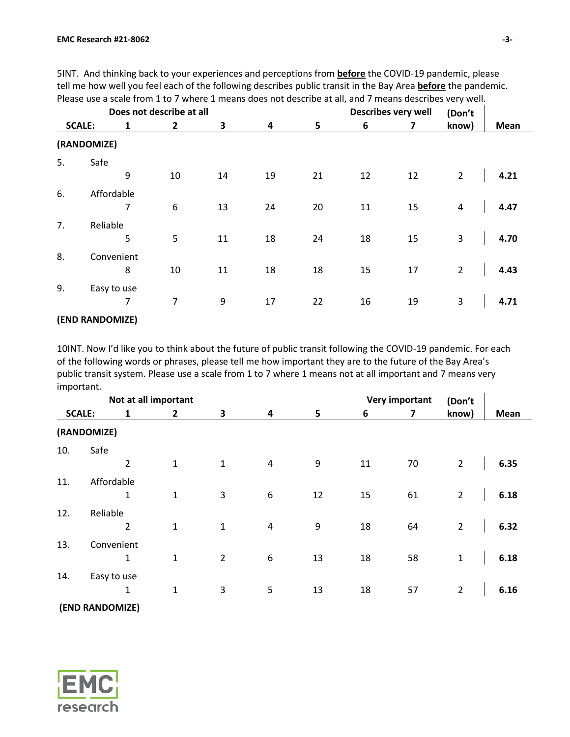5INT. And thinking back to your experiences and perceptions from **before** the COVID-19 pandemic, please tell me how well you feel each of the following describes public transit in the Bay Area **before** the pandemic. Please use a scale from 1 to 7 where 1 means does not describe at all, and 7 means describes very well.

| | | Does not describe at all | | | | | Describes very well | | | |
|---|---|---|---|---|---|---|---|---|---|---|
| **SCALE:** | | **1** | **2** | **3** | **4** | **5** | **6** | **7** | **(Don't know)** | **Mean** |
| **(RANDOMIZE)** | | | | | | | | | | |
| 5. | Safe | 9 | 10 | 14 | 19 | 21 | 12 | 12 | 2 | **4.21** |
| 6. | Affordable | 7 | 6 | 13 | 24 | 20 | 11 | 15 | 4 | **4.47** |
| 7. | Reliable | 5 | 5 | 11 | 18 | 24 | 18 | 15 | 3 | **4.70** |
| 8. | Convenient | 8 | 10 | 11 | 18 | 18 | 15 | 17 | 2 | **4.43** |
| 9. | Easy to use | 7 | 7 | 9 | 17 | 22 | 16 | 19 | 3 | **4.71** |
| **(END RANDOMIZE)** | | | | | | | | | | |

10INT. Now I'd like you to think about the future of public transit following the COVID-19 pandemic. For each of the following words or phrases, please tell me how important they are to the future of the Bay Area's public transit system. Please use a scale from 1 to 7 where 1 means not at all important and 7 means very important.

| | | Not at all important | | | | | Very important | | | |
|---|---|---|---|---|---|---|---|---|---|---|
| **SCALE:** | | **1** | **2** | **3** | **4** | **5** | **6** | **7** | **(Don't know)** | **Mean** |
| **(RANDOMIZE)** | | | | | | | | | | |
| 10. | Safe | 2 | 1 | 1 | 4 | 9 | 11 | 70 | 2 | **6.35** |
| 11. | Affordable | 1 | 1 | 3 | 6 | 12 | 15 | 61 | 2 | **6.18** |
| 12. | Reliable | 2 | 1 | 1 | 4 | 9 | 18 | 64 | 2 | **6.32** |
| 13. | Convenient | 1 | 1 | 2 | 6 | 13 | 18 | 58 | 1 | **6.18** |
| 14. | Easy to use | 1 | 1 | 3 | 5 | 13 | 18 | 57 | 2 | **6.16** |
| **(END RANDOMIZE)** | | | | | | | | | | |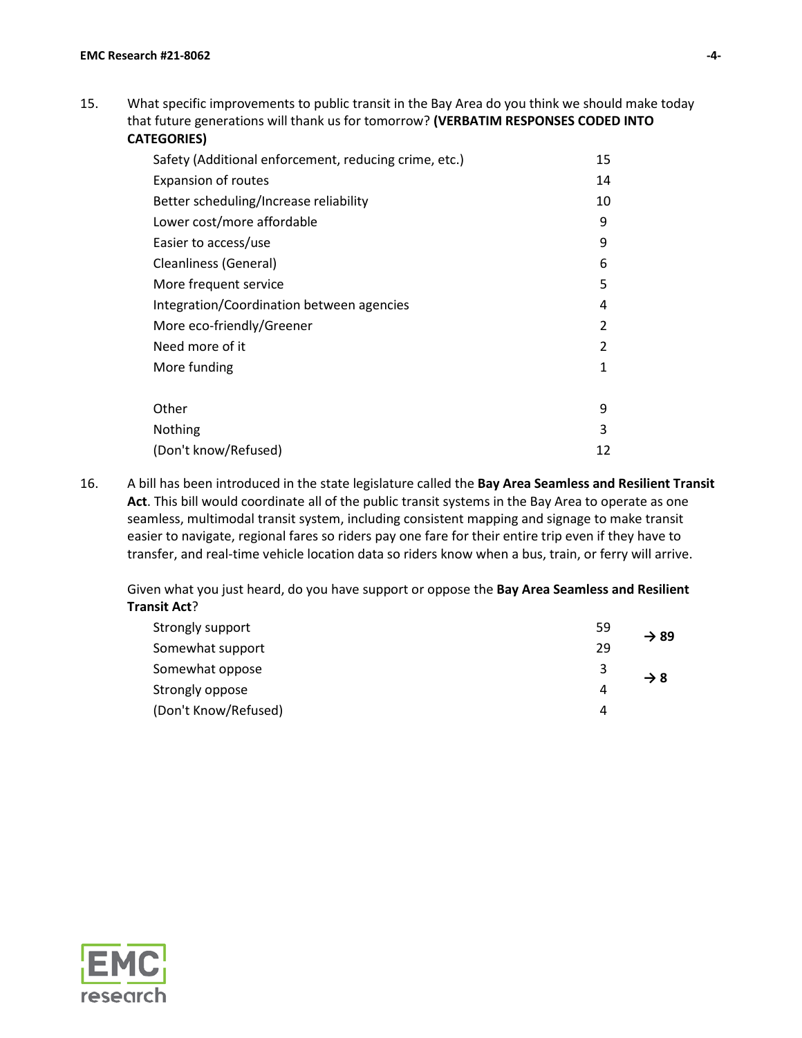15. What specific improvements to public transit in the Bay Area do you think we should make today that future generations will thank us for tomorrow? **(VERBATIM RESPONSES CODED INTO CATEGORIES)**

| | |
|---|---|
| Safety (Additional enforcement, reducing crime, etc.) | 15 |
| Expansion of routes | 14 |
| Better scheduling/Increase reliability | 10 |
| Lower cost/more affordable | 9 |
| Easier to access/use | 9 |
| Cleanliness (General) | 6 |
| More frequent service | 5 |
| Integration/Coordination between agencies | 4 |
| More eco-friendly/Greener | 2 |
| Need more of it | 2 |
| More funding | 1 |
| | |
| Other | 9 |
| Nothing | 3 |
| (Don't know/Refused) | 12 |

16. A bill has been introduced in the state legislature called the **Bay Area Seamless and Resilient Transit Act**. This bill would coordinate all of the public transit systems in the Bay Area to operate as one seamless, multimodal transit system, including consistent mapping and signage to make transit easier to navigate, regional fares so riders pay one fare for their entire trip even if they have to transfer, and real-time vehicle location data so riders know when a bus, train, or ferry will arrive.

Given what you just heard, do you have support or oppose the **Bay Area Seamless and Resilient Transit Act**?

| | | |
|---|---|---|
| Strongly support | 59 | **→ 89** |
| Somewhat support | 29 | |
| Somewhat oppose | 3 | **→ 8** |
| Strongly oppose | 4 | |
| (Don't Know/Refused) | 4 | |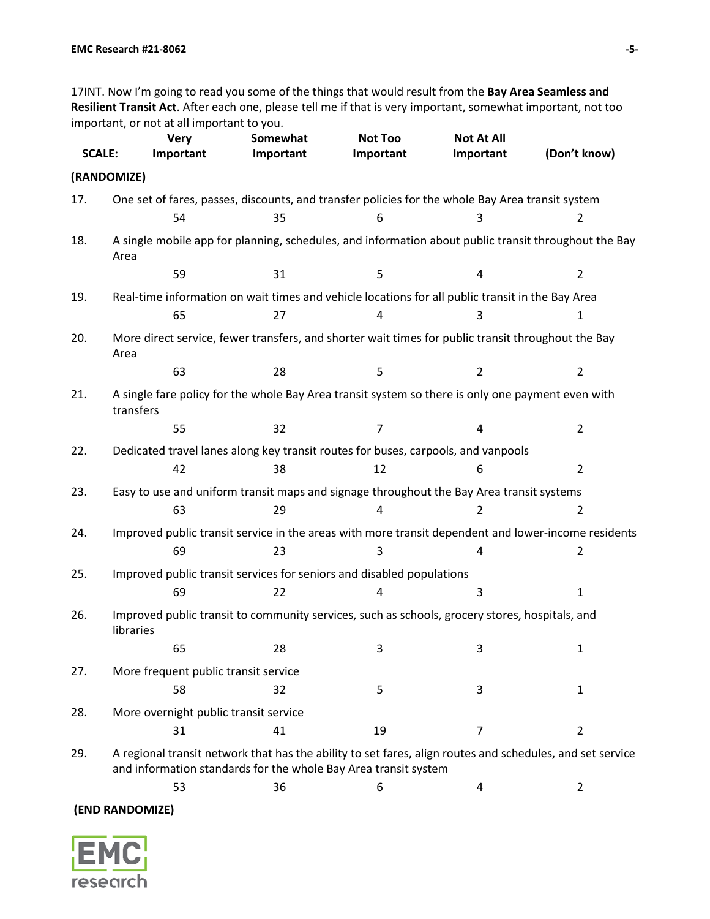17INT. Now I'm going to read you some of the things that would result from the **Bay Area Seamless and Resilient Transit Act**. After each one, please tell me if that is very important, somewhat important, not too important, or not at all important to you.

| SCALE: | Very Important | Somewhat Important | Not Too Important | Not At All Important | (Don't know) |
|---|---|---|---|---|---|
| **(RANDOMIZE)** | | | | | |
| 17. One set of fares, passes, discounts, and transfer policies for the whole Bay Area transit system | 54 | 35 | 6 | 3 | 2 |
| 18. A single mobile app for planning, schedules, and information about public transit throughout the Bay Area | 59 | 31 | 5 | 4 | 2 |
| 19. Real-time information on wait times and vehicle locations for all public transit in the Bay Area | 65 | 27 | 4 | 3 | 1 |
| 20. More direct service, fewer transfers, and shorter wait times for public transit throughout the Bay Area | 63 | 28 | 5 | 2 | 2 |
| 21. A single fare policy for the whole Bay Area transit system so there is only one payment even with transfers | 55 | 32 | 7 | 4 | 2 |
| 22. Dedicated travel lanes along key transit routes for buses, carpools, and vanpools | 42 | 38 | 12 | 6 | 2 |
| 23. Easy to use and uniform transit maps and signage throughout the Bay Area transit systems | 63 | 29 | 4 | 2 | 2 |
| 24. Improved public transit service in the areas with more transit dependent and lower-income residents | 69 | 23 | 3 | 4 | 2 |
| 25. Improved public transit services for seniors and disabled populations | 69 | 22 | 4 | 3 | 1 |
| 26. Improved public transit to community services, such as schools, grocery stores, hospitals, and libraries | 65 | 28 | 3 | 3 | 1 |
| 27. More frequent public transit service | 58 | 32 | 5 | 3 | 1 |
| 28. More overnight public transit service | 31 | 41 | 19 | 7 | 2 |
| 29. A regional transit network that has the ability to set fares, align routes and schedules, and set service and information standards for the whole Bay Area transit system | 53 | 36 | 6 | 4 | 2 |
| **(END RANDOMIZE)** | | | | | |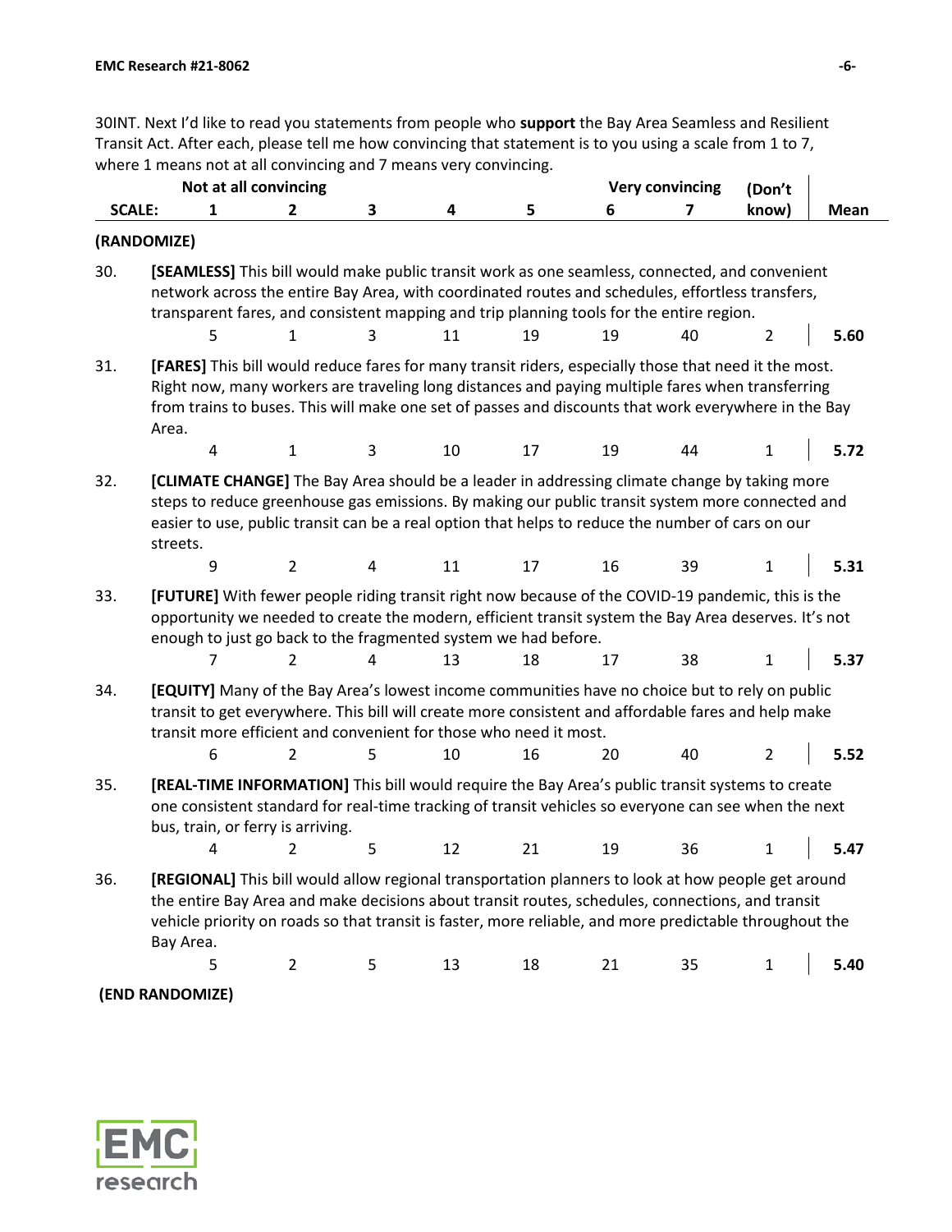30INT. Next I'd like to read you statements from people who **support** the Bay Area Seamless and Resilient Transit Act. After each, please tell me how convincing that statement is to you using a scale from 1 to 7, where 1 means not at all convincing and 7 means very convincing.

| | Not at all convincing | | | | | Very convincing | | | |
|---|---|---|---|---|---|---|---|---|---|
| **SCALE:** | **1** | **2** | **3** | **4** | **5** | **6** | **7** | **(Don't know)** | **Mean** |

**(RANDOMIZE)**

30. **[SEAMLESS]** This bill would make public transit work as one seamless, connected, and convenient network across the entire Bay Area, with coordinated routes and schedules, effortless transfers, transparent fares, and consistent mapping and trip planning tools for the entire region.

| 1 | 2 | 3 | 4 | 5 | 6 | 7 | (Don't know) | Mean |
|---|---|---|---|---|---|---|---|---|
| 5 | 1 | 3 | 11 | 19 | 19 | 40 | 2 | **5.60** |

31. **[FARES]** This bill would reduce fares for many transit riders, especially those that need it the most. Right now, many workers are traveling long distances and paying multiple fares when transferring from trains to buses. This will make one set of passes and discounts that work everywhere in the Bay Area.

| 1 | 2 | 3 | 4 | 5 | 6 | 7 | (Don't know) | Mean |
|---|---|---|---|---|---|---|---|---|
| 4 | 1 | 3 | 10 | 17 | 19 | 44 | 1 | **5.72** |

32. **[CLIMATE CHANGE]** The Bay Area should be a leader in addressing climate change by taking more steps to reduce greenhouse gas emissions. By making our public transit system more connected and easier to use, public transit can be a real option that helps to reduce the number of cars on our streets.

| 1 | 2 | 3 | 4 | 5 | 6 | 7 | (Don't know) | Mean |
|---|---|---|---|---|---|---|---|---|
| 9 | 2 | 4 | 11 | 17 | 16 | 39 | 1 | **5.31** |

33. **[FUTURE]** With fewer people riding transit right now because of the COVID-19 pandemic, this is the opportunity we needed to create the modern, efficient transit system the Bay Area deserves. It's not enough to just go back to the fragmented system we had before.

| 1 | 2 | 3 | 4 | 5 | 6 | 7 | (Don't know) | Mean |
|---|---|---|---|---|---|---|---|---|
| 7 | 2 | 4 | 13 | 18 | 17 | 38 | 1 | **5.37** |

34. **[EQUITY]** Many of the Bay Area's lowest income communities have no choice but to rely on public transit to get everywhere. This bill will create more consistent and affordable fares and help make transit more efficient and convenient for those who need it most.

| 1 | 2 | 3 | 4 | 5 | 6 | 7 | (Don't know) | Mean |
|---|---|---|---|---|---|---|---|---|
| 6 | 2 | 5 | 10 | 16 | 20 | 40 | 2 | **5.52** |

35. **[REAL-TIME INFORMATION]** This bill would require the Bay Area's public transit systems to create one consistent standard for real-time tracking of transit vehicles so everyone can see when the next bus, train, or ferry is arriving.

| 1 | 2 | 3 | 4 | 5 | 6 | 7 | (Don't know) | Mean |
|---|---|---|---|---|---|---|---|---|
| 4 | 2 | 5 | 12 | 21 | 19 | 36 | 1 | **5.47** |

36. **[REGIONAL]** This bill would allow regional transportation planners to look at how people get around the entire Bay Area and make decisions about transit routes, schedules, connections, and transit vehicle priority on roads so that transit is faster, more reliable, and more predictable throughout the Bay Area.

| 1 | 2 | 3 | 4 | 5 | 6 | 7 | (Don't know) | Mean |
|---|---|---|---|---|---|---|---|---|
| 5 | 2 | 5 | 13 | 18 | 21 | 35 | 1 | **5.40** |

**(END RANDOMIZE)**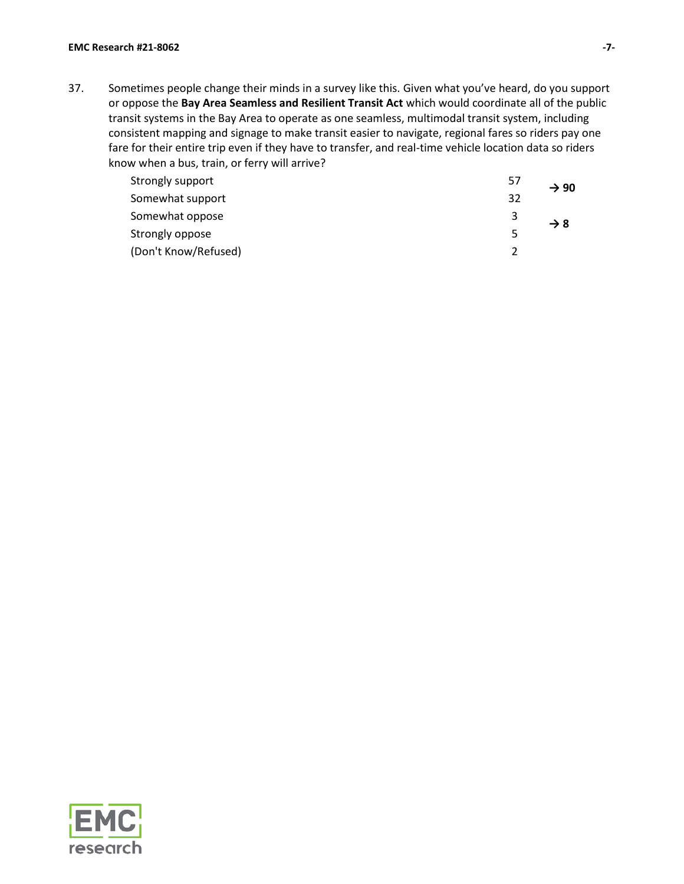37. Sometimes people change their minds in a survey like this. Given what you've heard, do you support or oppose the **Bay Area Seamless and Resilient Transit Act** which would coordinate all of the public transit systems in the Bay Area to operate as one seamless, multimodal transit system, including consistent mapping and signage to make transit easier to navigate, regional fares so riders pay one fare for their entire trip even if they have to transfer, and real-time vehicle location data so riders know when a bus, train, or ferry will arrive?

| | | |
|---|---|---|
| Strongly support | 57 | **→ 90** |
| Somewhat support | 32 | |
| Somewhat oppose | 3 | **→ 8** |
| Strongly oppose | 5 | |
| (Don't Know/Refused) | 2 | |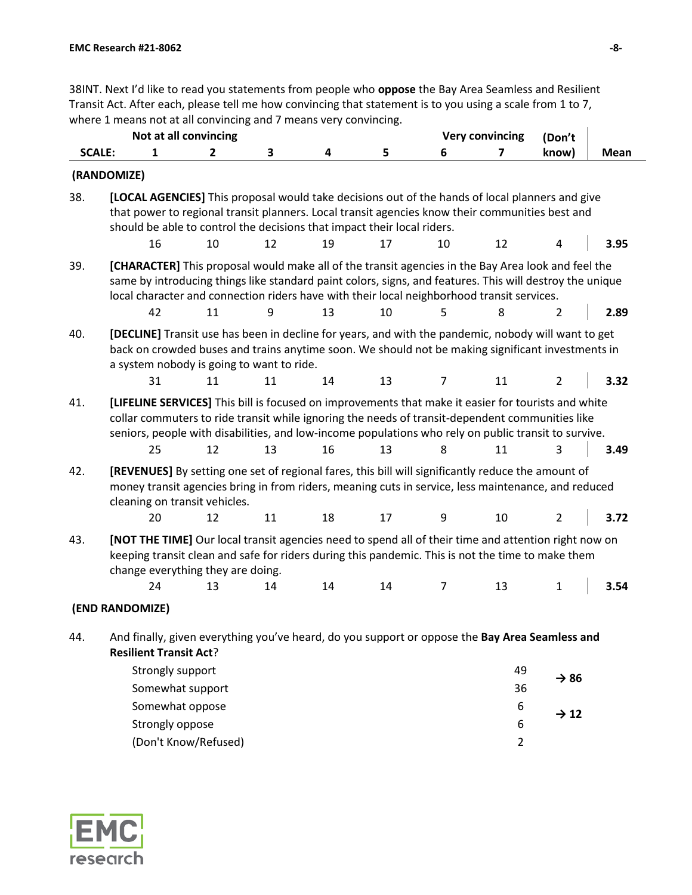38INT. Next I'd like to read you statements from people who **oppose** the Bay Area Seamless and Resilient Transit Act. After each, please tell me how convincing that statement is to you using a scale from 1 to 7, where 1 means not at all convincing and 7 means very convincing.

| | Not at all convincing | | | | | Very convincing | | (Don't | |
|---|---|---|---|---|---|---|---|---|---|
| **SCALE:** | **1** | **2** | **3** | **4** | **5** | **6** | **7** | **know)** | **Mean** |

**(RANDOMIZE)**

38. **[LOCAL AGENCIES]** This proposal would take decisions out of the hands of local planners and give that power to regional transit planners. Local transit agencies know their communities best and should be able to control the decisions that impact their local riders.

| 1 | 2 | 3 | 4 | 5 | 6 | 7 | (Don't know) | Mean |
|---|---|---|---|---|---|---|---|---|
| 16 | 10 | 12 | 19 | 17 | 10 | 12 | 4 | **3.95** |

39. **[CHARACTER]** This proposal would make all of the transit agencies in the Bay Area look and feel the same by introducing things like standard paint colors, signs, and features. This will destroy the unique local character and connection riders have with their local neighborhood transit services.

| 1 | 2 | 3 | 4 | 5 | 6 | 7 | (Don't know) | Mean |
|---|---|---|---|---|---|---|---|---|
| 42 | 11 | 9 | 13 | 10 | 5 | 8 | 2 | **2.89** |

40. **[DECLINE]** Transit use has been in decline for years, and with the pandemic, nobody will want to get back on crowded buses and trains anytime soon. We should not be making significant investments in a system nobody is going to want to ride.

| 1 | 2 | 3 | 4 | 5 | 6 | 7 | (Don't know) | Mean |
|---|---|---|---|---|---|---|---|---|
| 31 | 11 | 11 | 14 | 13 | 7 | 11 | 2 | **3.32** |

41. **[LIFELINE SERVICES]** This bill is focused on improvements that make it easier for tourists and white collar commuters to ride transit while ignoring the needs of transit-dependent communities like seniors, people with disabilities, and low-income populations who rely on public transit to survive.

| 1 | 2 | 3 | 4 | 5 | 6 | 7 | (Don't know) | Mean |
|---|---|---|---|---|---|---|---|---|
| 25 | 12 | 13 | 16 | 13 | 8 | 11 | 3 | **3.49** |

42. **[REVENUES]** By setting one set of regional fares, this bill will significantly reduce the amount of money transit agencies bring in from riders, meaning cuts in service, less maintenance, and reduced cleaning on transit vehicles.

| 1 | 2 | 3 | 4 | 5 | 6 | 7 | (Don't know) | Mean |
|---|---|---|---|---|---|---|---|---|
| 20 | 12 | 11 | 18 | 17 | 9 | 10 | 2 | **3.72** |

43. **[NOT THE TIME]** Our local transit agencies need to spend all of their time and attention right now on keeping transit clean and safe for riders during this pandemic. This is not the time to make them change everything they are doing.

| 1 | 2 | 3 | 4 | 5 | 6 | 7 | (Don't know) | Mean |
|---|---|---|---|---|---|---|---|---|
| 24 | 13 | 14 | 14 | 14 | 7 | 13 | 1 | **3.54** |

**(END RANDOMIZE)**

44. And finally, given everything you've heard, do you support or oppose the **Bay Area Seamless and Resilient Transit Act**?

| | | |
|---|---|---|
| Strongly support | 49 | **→ 86** |
| Somewhat support | 36 | |
| Somewhat oppose | 6 | **→ 12** |
| Strongly oppose | 6 | |
| (Don't Know/Refused) | 2 | |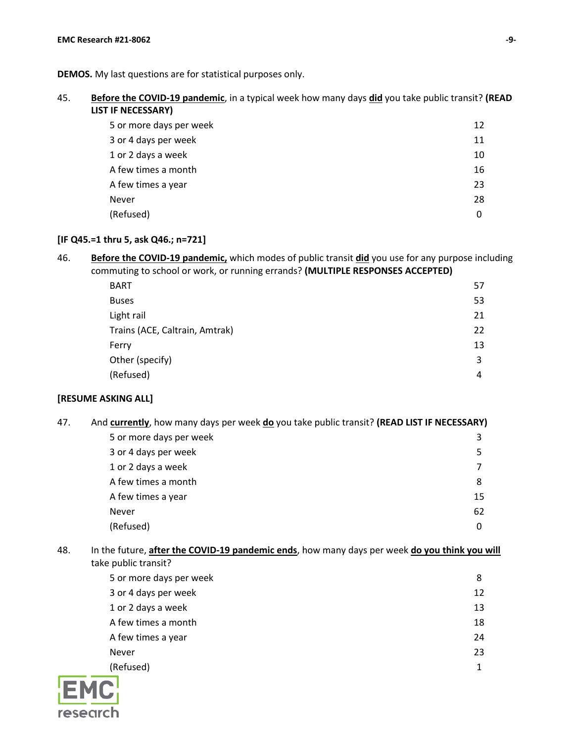**DEMOS.** My last questions are for statistical purposes only.

45. **Before the COVID-19 pandemic**, in a typical week how many days **did** you take public transit? **(READ LIST IF NECESSARY)**

| | |
|---|---|
| 5 or more days per week | 12 |
| 3 or 4 days per week | 11 |
| 1 or 2 days a week | 10 |
| A few times a month | 16 |
| A few times a year | 23 |
| Never | 28 |
| (Refused) | 0 |

**[IF Q45.=1 thru 5, ask Q46.; n=721]**

46. **Before the COVID-19 pandemic,** which modes of public transit **did** you use for any purpose including commuting to school or work, or running errands? **(MULTIPLE RESPONSES ACCEPTED)**

| | |
|---|---|
| BART | 57 |
| Buses | 53 |
| Light rail | 21 |
| Trains (ACE, Caltrain, Amtrak) | 22 |
| Ferry | 13 |
| Other (specify) | 3 |
| (Refused) | 4 |

**[RESUME ASKING ALL]**

47. And **currently**, how many days per week **do** you take public transit? **(READ LIST IF NECESSARY)**

| | |
|---|---|
| 5 or more days per week | 3 |
| 3 or 4 days per week | 5 |
| 1 or 2 days a week | 7 |
| A few times a month | 8 |
| A few times a year | 15 |
| Never | 62 |
| (Refused) | 0 |

48. In the future, **after the COVID-19 pandemic ends**, how many days per week **do you think you will** take public transit?

| | |
|---|---|
| 5 or more days per week | 8 |
| 3 or 4 days per week | 12 |
| 1 or 2 days a week | 13 |
| A few times a month | 18 |
| A few times a year | 24 |
| Never | 23 |
| (Refused) | 1 |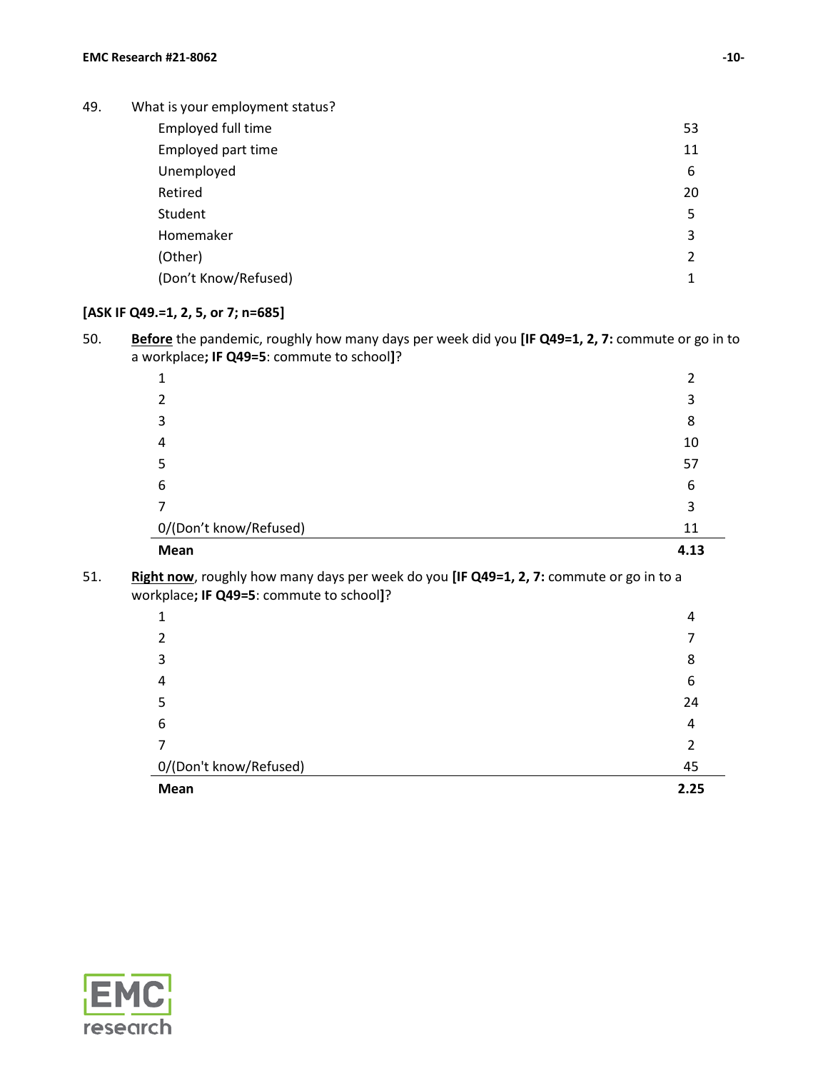49. What is your employment status?

| | |
|---|---|
| Employed full time | 53 |
| Employed part time | 11 |
| Unemployed | 6 |
| Retired | 20 |
| Student | 5 |
| Homemaker | 3 |
| (Other) | 2 |
| (Don't Know/Refused) | 1 |

**[ASK IF Q49.=1, 2, 5, or 7; n=685]**

50. **Before** the pandemic, roughly how many days per week did you **[IF Q49=1, 2, 7:** commute or go in to a workplace**; IF Q49=5**: commute to school**]**?

| | |
|---|---|
| 1 | 2 |
| 2 | 3 |
| 3 | 8 |
| 4 | 10 |
| 5 | 57 |
| 6 | 6 |
| 7 | 3 |
| 0/(Don't know/Refused) | 11 |
| **Mean** | **4.13** |

51. **Right now**, roughly how many days per week do you **[IF Q49=1, 2, 7:** commute or go in to a workplace**; IF Q49=5**: commute to school**]**?

| | |
|---|---|
| 1 | 4 |
| 2 | 7 |
| 3 | 8 |
| 4 | 6 |
| 5 | 24 |
| 6 | 4 |
| 7 | 2 |
| 0/(Don't know/Refused) | 45 |
| **Mean** | **2.25** |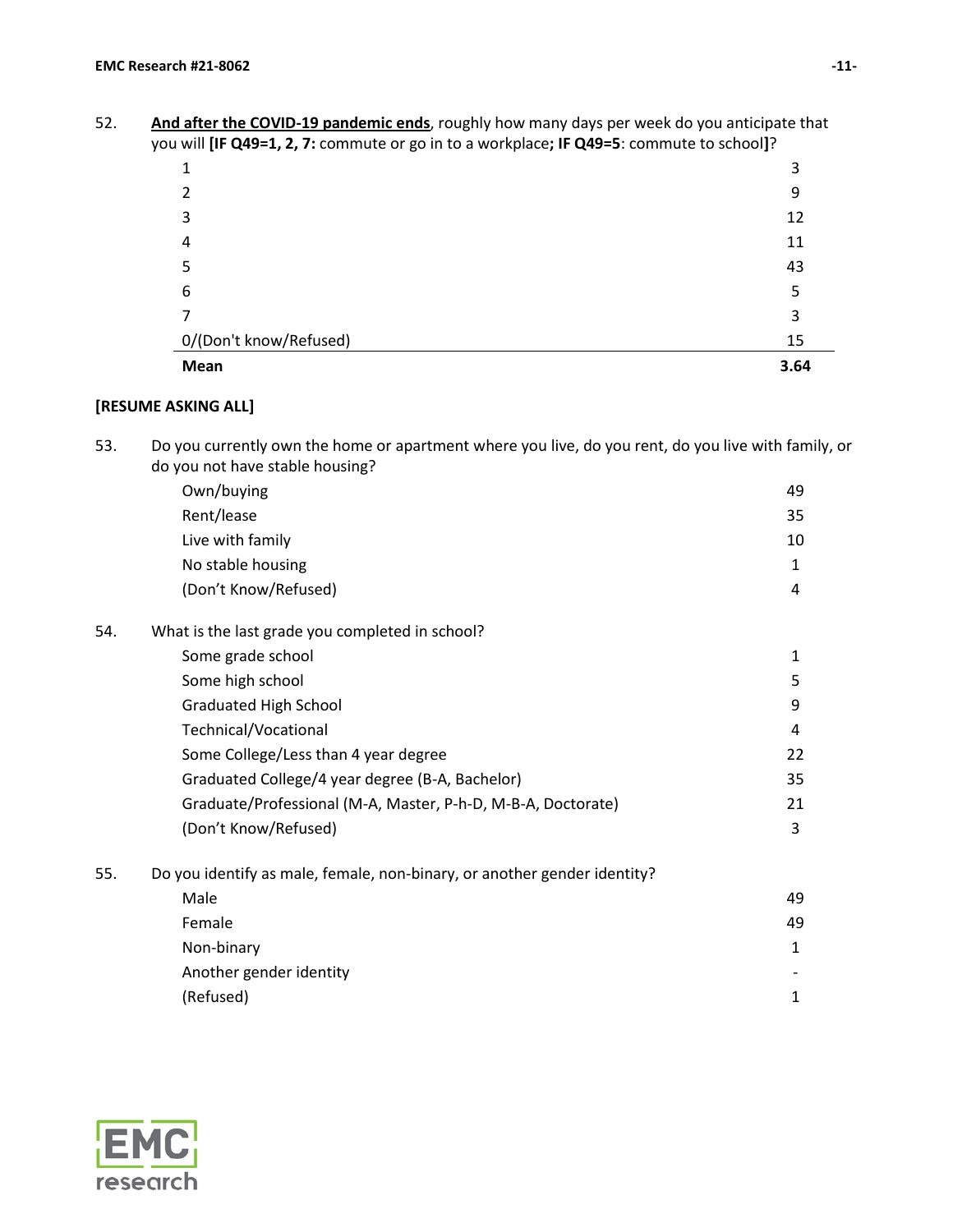52. **<u>And after the COVID-19 pandemic ends</u>**, roughly how many days per week do you anticipate that you will **[IF Q49=1, 2, 7:** commute or go in to a workplace**; IF Q49=5**: commute to school**]**?

| | |
|---|---|
| 1 | 3 |
| 2 | 9 |
| 3 | 12 |
| 4 | 11 |
| 5 | 43 |
| 6 | 5 |
| 7 | 3 |
| 0/(Don't know/Refused) | 15 |
| **Mean** | **3.64** |

**[RESUME ASKING ALL]**

53. Do you currently own the home or apartment where you live, do you rent, do you live with family, or do you not have stable housing?

| | |
|---|---|
| Own/buying | 49 |
| Rent/lease | 35 |
| Live with family | 10 |
| No stable housing | 1 |
| (Don't Know/Refused) | 4 |

54. What is the last grade you completed in school?

| | |
|---|---|
| Some grade school | 1 |
| Some high school | 5 |
| Graduated High School | 9 |
| Technical/Vocational | 4 |
| Some College/Less than 4 year degree | 22 |
| Graduated College/4 year degree (B-A, Bachelor) | 35 |
| Graduate/Professional (M-A, Master, P-h-D, M-B-A, Doctorate) | 21 |
| (Don't Know/Refused) | 3 |

55. Do you identify as male, female, non-binary, or another gender identity?

| | |
|---|---|
| Male | 49 |
| Female | 49 |
| Non-binary | 1 |
| Another gender identity | - |
| (Refused) | 1 |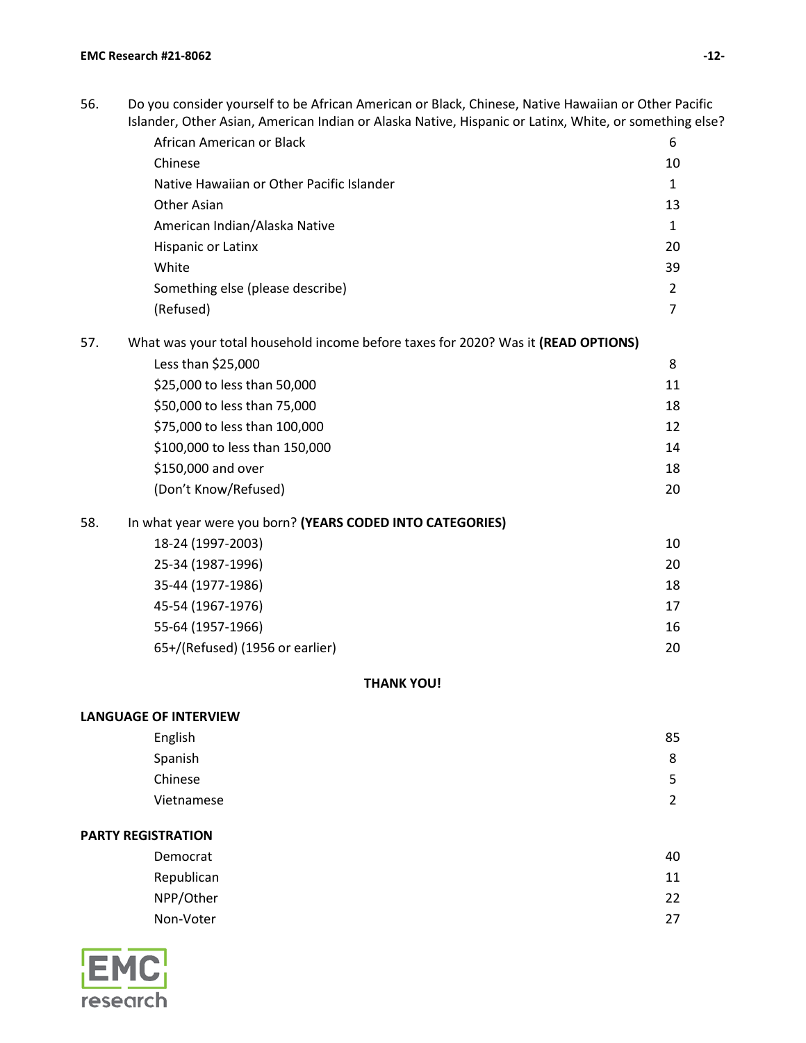56. Do you consider yourself to be African American or Black, Chinese, Native Hawaiian or Other Pacific Islander, Other Asian, American Indian or Alaska Native, Hispanic or Latinx, White, or something else?

| | |
|---|---|
| African American or Black | 6 |
| Chinese | 10 |
| Native Hawaiian or Other Pacific Islander | 1 |
| Other Asian | 13 |
| American Indian/Alaska Native | 1 |
| Hispanic or Latinx | 20 |
| White | 39 |
| Something else (please describe) | 2 |
| (Refused) | 7 |

57. What was your total household income before taxes for 2020? Was it **(READ OPTIONS)**

| | |
|---|---|
| Less than $25,000 | 8 |
| $25,000 to less than 50,000 | 11 |
| $50,000 to less than 75,000 | 18 |
| $75,000 to less than 100,000 | 12 |
| $100,000 to less than 150,000 | 14 |
| $150,000 and over | 18 |
| (Don't Know/Refused) | 20 |

58. In what year were you born? **(YEARS CODED INTO CATEGORIES)**

| | |
|---|---|
| 18-24 (1997-2003) | 10 |
| 25-34 (1987-1996) | 20 |
| 35-44 (1977-1986) | 18 |
| 45-54 (1967-1976) | 17 |
| 55-64 (1957-1966) | 16 |
| 65+/(Refused) (1956 or earlier) | 20 |

**THANK YOU!**

**LANGUAGE OF INTERVIEW**

| | |
|---|---|
| English | 85 |
| Spanish | 8 |
| Chinese | 5 |
| Vietnamese | 2 |

**PARTY REGISTRATION**

| | |
|---|---|
| Democrat | 40 |
| Republican | 11 |
| NPP/Other | 22 |
| Non-Voter | 27 |